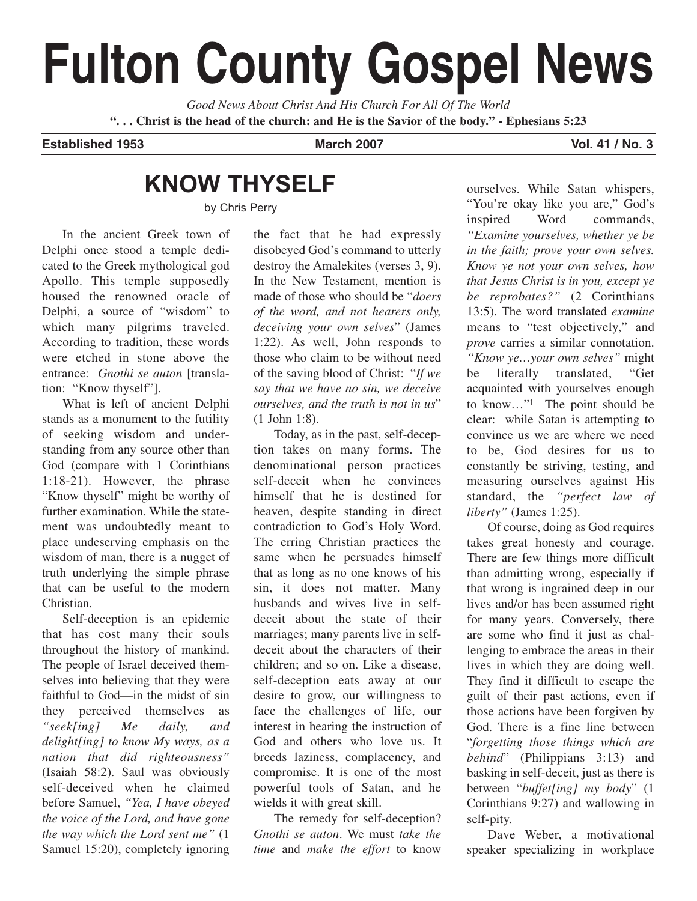# Fulton County Gospel News

*Good News About Christ And His Church For All Of The World*

**". . . Christ is the head of the church: and He is the Savior of the body." - Ephesians 5:23**

**Established 1953** | **March 2007** | **Vol. 41 / No. 3**

## KNOW THYSELF

by Chris Perry

In the ancient Greek town of Delphi once stood a temple dedicated to the Greek mythological god Apollo. This temple supposedly housed the renowned oracle of Delphi, a source of "wisdom" to which many pilgrims traveled. According to tradition, these words were etched in stone above the entrance: *Gnothi se auton* [translation: "Know thyself"].

What is left of ancient Delphi stands as a monument to the futility of seeking wisdom and understanding from any source other than God (compare with 1 Corinthians 1:18-21). However, the phrase "Know thyself" might be worthy of further examination. While the statement was undoubtedly meant to place undeserving emphasis on the wisdom of man, there is a nugget of truth underlying the simple phrase that can be useful to the modern Christian.

Self-deception is an epidemic that has cost many their souls throughout the history of mankind. The people of Israel deceived themselves into believing that they were faithful to God—in the midst of sin they perceived themselves as *"seek[ing] Me daily, and delight[ing] to know My ways, as a nation that did righteousness"* (Isaiah 58:2). Saul was obviously self-deceived when he claimed before Samuel, *"Yea, I have obeyed the voice of the Lord, and have gone the way which the Lord sent me"* (1 Samuel 15:20), completely ignoring the fact that he had expressly disobeyed God's command to utterly destroy the Amalekites (verses 3, 9). In the New Testament, mention is made of those who should be "*doers of the word, and not hearers only, deceiving your own selves*" (James 1:22). As well, John responds to those who claim to be without need of the saving blood of Christ: "*If we say that we have no sin, we deceive ourselves, and the truth is not in us*" (1 John 1:8).

Today, as in the past, self-deception takes on many forms. The denominational person practices self-deceit when he convinces himself that he is destined for heaven, despite standing in direct contradiction to God's Holy Word. The erring Christian practices the same when he persuades himself that as long as no one knows of his sin, it does not matter. Many husbands and wives live in self-deceit about the state of their marriages; many parents live in self-deceit about the characters of their children; and so on. Like a disease, self-deception eats away at our desire to grow, our willingness to face the challenges of life, our interest in hearing the instruction of God and others who love us. It breeds laziness, complacency, and compromise. It is one of the most powerful tools of Satan, and he wields it with great skill.

The remedy for self-deception? *Gnothi se auton*. We must *take the time* and *make the effort* to know ourselves. While Satan whispers, "You're okay like you are," God's inspired Word commands, *"Examine yourselves, whether ye be in the faith; prove your own selves. Know ye not your own selves, how that Jesus Christ is in you, except ye be reprobates?"* (2 Corinthians 13:5). The word translated *examine* means to "test objectively," and *prove* carries a similar connotation. *"Know ye…your own selves"* might be literally translated, "Get acquainted with yourselves enough to know…"[1] The point should be clear: while Satan is attempting to convince us we are where we need to be, God desires for us to constantly be striving, testing, and measuring ourselves against His standard, the *"perfect law of liberty"* (James 1:25).

Of course, doing as God requires takes great honesty and courage. There are few things more difficult than admitting wrong, especially if that wrong is ingrained deep in our lives and/or has been assumed right for many years. Conversely, there are some who find it just as challenging to embrace the areas in their lives in which they are doing well. They find it difficult to escape the guilt of their past actions, even if those actions have been forgiven by God. There is a fine line between "*forgetting those things which are behind*" (Philippians 3:13) and basking in self-deceit, just as there is between "*buffet[ing] my body*" (1 Corinthians 9:27) and wallowing in self-pity.

Dave Weber, a motivational speaker specializing in workplace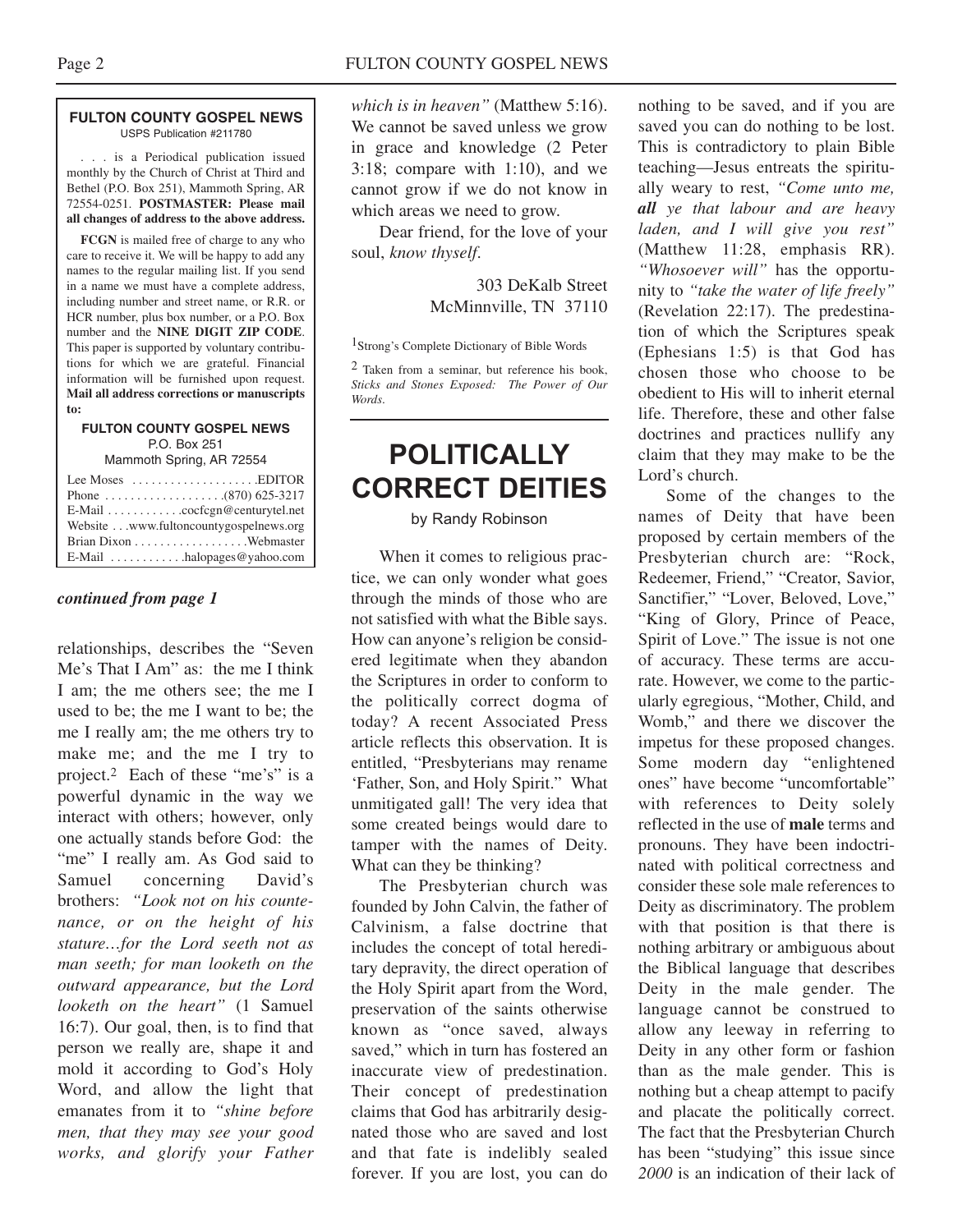**FULTON COUNTY GOSPEL NEWS**
USPS Publication #211780

. . . is a Periodical publication issued monthly by the Church of Christ at Third and Bethel (P.O. Box 251), Mammoth Spring, AR 72554-0251. **POSTMASTER: Please mail all changes of address to the above address.**

**FCGN** is mailed free of charge to any who care to receive it. We will be happy to add any names to the regular mailing list. If you send in a name we must have a complete address, including number and street name, or R.R. or HCR number, plus box number, or a P.O. Box number and the **NINE DIGIT ZIP CODE**. This paper is supported by voluntary contributions for which we are grateful. Financial information will be furnished upon request. **Mail all address corrections or manuscripts to:**

**FULTON COUNTY GOSPEL NEWS**
P.O. Box 251
Mammoth Spring, AR 72554

Lee Moses . . . . . . . . . . . . . . . . . . . .EDITOR
Phone . . . . . . . . . . . . . . . . . . .(870) 625-3217
E-Mail . . . . . . . . . . . .cocfcgn@centurytel.net
Website . . .www.fultoncountygospelnews.org
Brian Dixon . . . . . . . . . . . . . . . . . .Webmaster
E-Mail . . . . . . . . . . . .halopages@yahoo.com

***continued from page 1***

relationships, describes the "Seven Me's That I Am" as: the me I think I am; the me others see; the me I used to be; the me I want to be; the me I really am; the me others try to make me; and the me I try to project.[2] Each of these "me's" is a powerful dynamic in the way we interact with others; however, only one actually stands before God: the "me" I really am. As God said to Samuel concerning David's brothers: *"Look not on his countenance, or on the height of his stature…for the Lord seeth not as man seeth; for man looketh on the outward appearance, but the Lord looketh on the heart"* (1 Samuel 16:7). Our goal, then, is to find that person we really are, shape it and mold it according to God's Holy Word, and allow the light that emanates from it to *"shine before men, that they may see your good works, and glorify your Father which is in heaven"* (Matthew 5:16). We cannot be saved unless we grow in grace and knowledge (2 Peter 3:18; compare with 1:10), and we cannot grow if we do not know in which areas we need to grow.

Dear friend, for the love of your soul, *know thyself*.

303 DeKalb Street
McMinnville, TN 37110

[1] Strong's Complete Dictionary of Bible Words

[2] Taken from a seminar, but reference his book, *Sticks and Stones Exposed: The Power of Our Words*.

---

# POLITICALLY CORRECT DEITIES

by Randy Robinson

When it comes to religious practice, we can only wonder what goes through the minds of those who are not satisfied with what the Bible says. How can anyone's religion be considered legitimate when they abandon the Scriptures in order to conform to the politically correct dogma of today? A recent Associated Press article reflects this observation. It is entitled, "Presbyterians may rename 'Father, Son, and Holy Spirit." What unmitigated gall! The very idea that some created beings would dare to tamper with the names of Deity. What can they be thinking?

The Presbyterian church was founded by John Calvin, the father of Calvinism, a false doctrine that includes the concept of total hereditary depravity, the direct operation of the Holy Spirit apart from the Word, preservation of the saints otherwise known as "once saved, always saved," which in turn has fostered an inaccurate view of predestination. Their concept of predestination claims that God has arbitrarily designated those who are saved and lost and that fate is indelibly sealed forever. If you are lost, you can do nothing to be saved, and if you are saved you can do nothing to be lost. This is contradictory to plain Bible teaching—Jesus entreats the spiritually weary to rest, *"Come unto me, **all** ye that labour and are heavy laden, and I will give you rest"* (Matthew 11:28, emphasis RR). *"Whosoever will"* has the opportunity to *"take the water of life freely"* (Revelation 22:17). The predestination of which the Scriptures speak (Ephesians 1:5) is that God has chosen those who choose to be obedient to His will to inherit eternal life. Therefore, these and other false doctrines and practices nullify any claim that they may make to be the Lord's church.

Some of the changes to the names of Deity that have been proposed by certain members of the Presbyterian church are: "Rock, Redeemer, Friend," "Creator, Savior, Sanctifier," "Lover, Beloved, Love," "King of Glory, Prince of Peace, Spirit of Love." The issue is not one of accuracy. These terms are accurate. However, we come to the particularly egregious, "Mother, Child, and Womb," and there we discover the impetus for these proposed changes. Some modern day "enlightened ones" have become "uncomfortable" with references to Deity solely reflected in the use of **male** terms and pronouns. They have been indoctrinated with political correctness and consider these sole male references to Deity as discriminatory. The problem with that position is that there is nothing arbitrary or ambiguous about the Biblical language that describes Deity in the male gender. The language cannot be construed to allow any leeway in referring to Deity in any other form or fashion than as the male gender. This is nothing but a cheap attempt to pacify and placate the politically correct. The fact that the Presbyterian Church has been "studying" this issue since *2000* is an indication of their lack of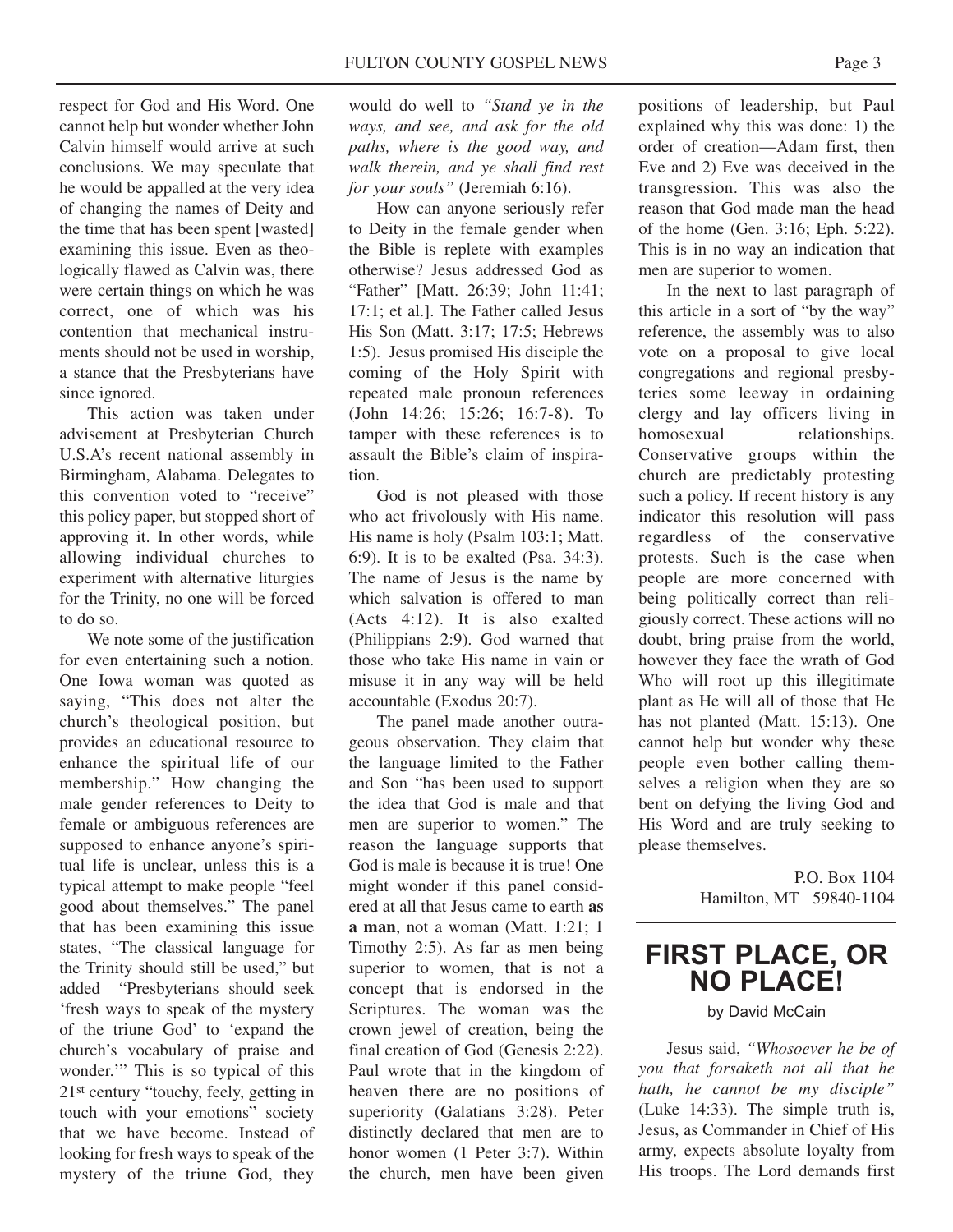respect for God and His Word. One cannot help but wonder whether John Calvin himself would arrive at such conclusions. We may speculate that he would be appalled at the very idea of changing the names of Deity and the time that has been spent [wasted] examining this issue. Even as theologically flawed as Calvin was, there were certain things on which he was correct, one of which was his contention that mechanical instruments should not be used in worship, a stance that the Presbyterians have since ignored.

This action was taken under advisement at Presbyterian Church U.S.A's recent national assembly in Birmingham, Alabama. Delegates to this convention voted to "receive" this policy paper, but stopped short of approving it. In other words, while allowing individual churches to experiment with alternative liturgies for the Trinity, no one will be forced to do so.

We note some of the justification for even entertaining such a notion. One Iowa woman was quoted as saying, "This does not alter the church's theological position, but provides an educational resource to enhance the spiritual life of our membership." How changing the male gender references to Deity to female or ambiguous references are supposed to enhance anyone's spiritual life is unclear, unless this is a typical attempt to make people "feel good about themselves." The panel that has been examining this issue states, "The classical language for the Trinity should still be used," but added "Presbyterians should seek 'fresh ways to speak of the mystery of the triune God' to 'expand the church's vocabulary of praise and wonder.'" This is so typical of this 21st century "touchy, feely, getting in touch with your emotions" society that we have become. Instead of looking for fresh ways to speak of the mystery of the triune God, they would do well to *"Stand ye in the ways, and see, and ask for the old paths, where is the good way, and walk therein, and ye shall find rest for your souls"* (Jeremiah 6:16).

How can anyone seriously refer to Deity in the female gender when the Bible is replete with examples otherwise? Jesus addressed God as "Father" [Matt. 26:39; John 11:41; 17:1; et al.]. The Father called Jesus His Son (Matt. 3:17; 17:5; Hebrews 1:5). Jesus promised His disciple the coming of the Holy Spirit with repeated male pronoun references (John 14:26; 15:26; 16:7-8). To tamper with these references is to assault the Bible's claim of inspiration.

God is not pleased with those who act frivolously with His name. His name is holy (Psalm 103:1; Matt. 6:9). It is to be exalted (Psa. 34:3). The name of Jesus is the name by which salvation is offered to man (Acts 4:12). It is also exalted (Philippians 2:9). God warned that those who take His name in vain or misuse it in any way will be held accountable (Exodus 20:7).

The panel made another outrageous observation. They claim that the language limited to the Father and Son "has been used to support the idea that God is male and that men are superior to women." The reason the language supports that God is male is because it is true! One might wonder if this panel considered at all that Jesus came to earth **as a man**, not a woman (Matt. 1:21; 1 Timothy 2:5). As far as men being superior to women, that is not a concept that is endorsed in the Scriptures. The woman was the crown jewel of creation, being the final creation of God (Genesis 2:22). Paul wrote that in the kingdom of heaven there are no positions of superiority (Galatians 3:28). Peter distinctly declared that men are to honor women (1 Peter 3:7). Within the church, men have been given positions of leadership, but Paul explained why this was done: 1) the order of creation—Adam first, then Eve and 2) Eve was deceived in the transgression. This was also the reason that God made man the head of the home (Gen. 3:16; Eph. 5:22). This is in no way an indication that men are superior to women.

In the next to last paragraph of this article in a sort of "by the way" reference, the assembly was to also vote on a proposal to give local congregations and regional presbyteries some leeway in ordaining clergy and lay officers living in homosexual relationships. Conservative groups within the church are predictably protesting such a policy. If recent history is any indicator this resolution will pass regardless of the conservative protests. Such is the case when people are more concerned with being politically correct than religiously correct. These actions will no doubt, bring praise from the world, however they face the wrath of God Who will root up this illegitimate plant as He will all of those that He has not planted (Matt. 15:13). One cannot help but wonder why these people even bother calling themselves a religion when they are so bent on defying the living God and His Word and are truly seeking to please themselves.

P.O. Box 1104
Hamilton, MT 59840-1104

# FIRST PLACE, OR NO PLACE!

by David McCain

Jesus said, *"Whosoever he be of you that forsaketh not all that he hath, he cannot be my disciple"* (Luke 14:33). The simple truth is, Jesus, as Commander in Chief of His army, expects absolute loyalty from His troops. The Lord demands first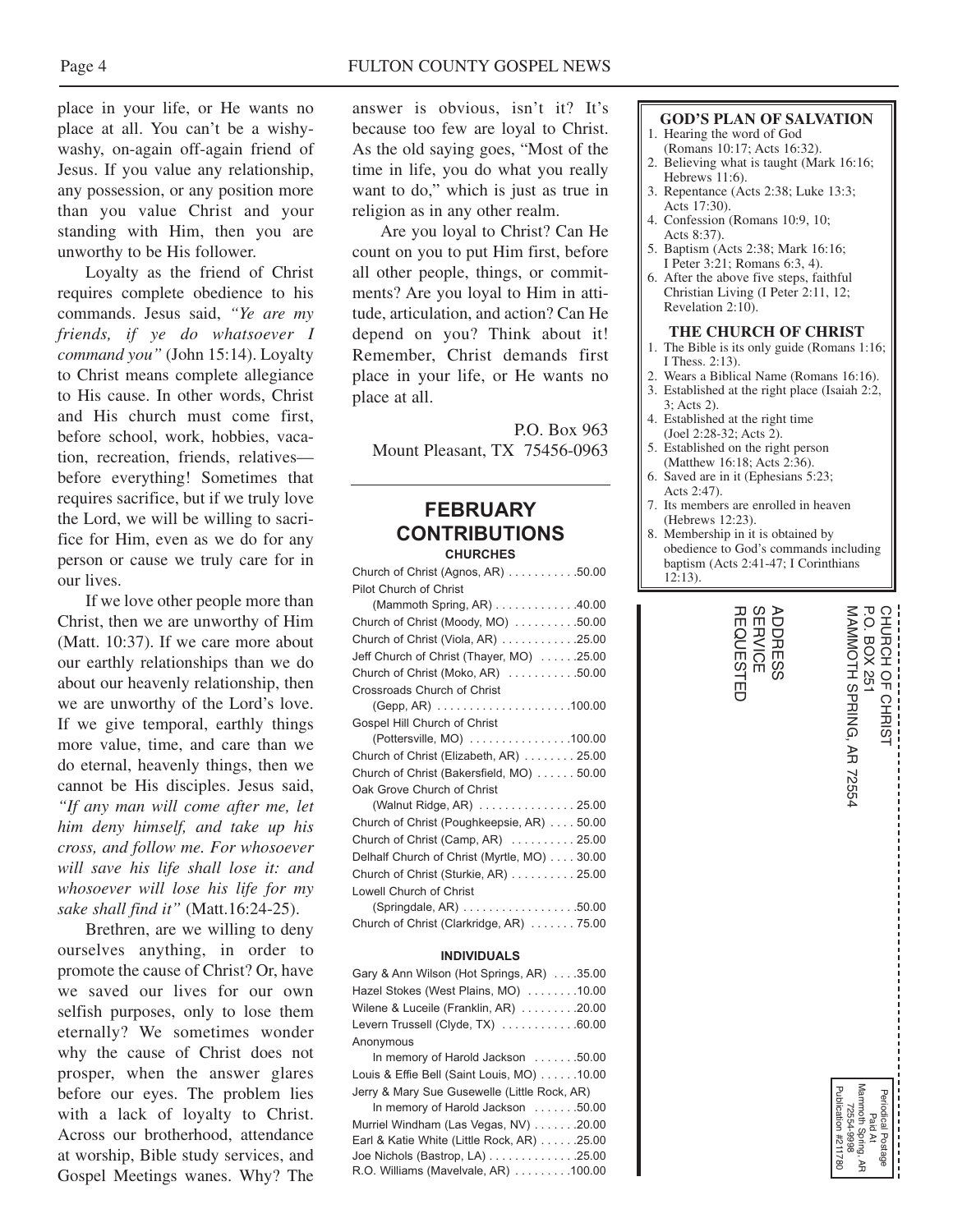place in your life, or He wants no place at all. You can't be a wishy-washy, on-again off-again friend of Jesus. If you value any relationship, any possession, or any position more than you value Christ and your standing with Him, then you are unworthy to be His follower.

Loyalty as the friend of Christ requires complete obedience to his commands. Jesus said, *"Ye are my friends, if ye do whatsoever I command you"* (John 15:14). Loyalty to Christ means complete allegiance to His cause. In other words, Christ and His church must come first, before school, work, hobbies, vacation, recreation, friends, relatives—before everything! Sometimes that requires sacrifice, but if we truly love the Lord, we will be willing to sacrifice for Him, even as we do for any person or cause we truly care for in our lives.

If we love other people more than Christ, then we are unworthy of Him (Matt. 10:37). If we care more about our earthly relationships than we do about our heavenly relationship, then we are unworthy of the Lord's love. If we give temporal, earthly things more value, time, and care than we do eternal, heavenly things, then we cannot be His disciples. Jesus said, *"If any man will come after me, let him deny himself, and take up his cross, and follow me. For whosoever will save his life shall lose it: and whosoever will lose his life for my sake shall find it"* (Matt.16:24-25).

Brethren, are we willing to deny ourselves anything, in order to promote the cause of Christ? Or, have we saved our lives for our own selfish purposes, only to lose them eternally? We sometimes wonder why the cause of Christ does not prosper, when the answer glares before our eyes. The problem lies with a lack of loyalty to Christ. Across our brotherhood, attendance at worship, Bible study services, and Gospel Meetings wanes. Why? The answer is obvious, isn't it? It's because too few are loyal to Christ. As the old saying goes, "Most of the time in life, you do what you really want to do," which is just as true in religion as in any other realm.

Are you loyal to Christ? Can He count on you to put Him first, before all other people, things, or commitments? Are you loyal to Him in attitude, articulation, and action? Can He depend on you? Think about it! Remember, Christ demands first place in your life, or He wants no place at all.

P.O. Box 963
Mount Pleasant, TX 75456-0963

## FEBRUARY CONTRIBUTIONS

### CHURCHES

Church of Christ (Agnos, AR) . . . . . . . . . . .50.00
Pilot Church of Christ
(Mammoth Spring, AR) . . . . . . . . . . . . .40.00
Church of Christ (Moody, MO) . . . . . . . . . .50.00
Church of Christ (Viola, AR) . . . . . . . . . . . .25.00
Jeff Church of Christ (Thayer, MO) . . . . . .25.00
Church of Christ (Moko, AR) . . . . . . . . . . .50.00
Crossroads Church of Christ
(Gepp, AR) . . . . . . . . . . . . . . . . . . . . .100.00
Gospel Hill Church of Christ
(Pottersville, MO) . . . . . . . . . . . . . . . .100.00
Church of Christ (Elizabeth, AR) . . . . . . . . 25.00
Church of Christ (Bakersfield, MO) . . . . . . 50.00
Oak Grove Church of Christ
(Walnut Ridge, AR) . . . . . . . . . . . . . . . 25.00
Church of Christ (Poughkeepsie, AR) . . . . 50.00
Church of Christ (Camp, AR) . . . . . . . . . . 25.00
Delhalf Church of Christ (Myrtle, MO) . . . . 30.00
Church of Christ (Sturkie, AR) . . . . . . . . . . 25.00
Lowell Church of Christ
(Springdale, AR) . . . . . . . . . . . . . . . . . .50.00
Church of Christ (Clarkridge, AR) . . . . . . . 75.00

### INDIVIDUALS

Gary & Ann Wilson (Hot Springs, AR) . . . .35.00
Hazel Stokes (West Plains, MO) . . . . . . . .10.00
Wilene & Luceile (Franklin, AR) . . . . . . . . .20.00
Levern Trussell (Clyde, TX) . . . . . . . . . . . .60.00
Anonymous
In memory of Harold Jackson . . . . . . .50.00
Louis & Effie Bell (Saint Louis, MO) . . . . . .10.00
Jerry & Mary Sue Gusewelle (Little Rock, AR)
In memory of Harold Jackson . . . . . . .50.00
Murriel Windham (Las Vegas, NV) . . . . . . .20.00
Earl & Katie White (Little Rock, AR) . . . . . .25.00
Joe Nichols (Bastrop, LA) . . . . . . . . . . . . . .25.00
R.O. Williams (Mavelvale, AR) . . . . . . . . .100.00

## GOD'S PLAN OF SALVATION

1. Hearing the word of God (Romans 10:17; Acts 16:32).
2. Believing what is taught (Mark 16:16; Hebrews 11:6).
3. Repentance (Acts 2:38; Luke 13:3; Acts 17:30).
4. Confession (Romans 10:9, 10; Acts 8:37).
5. Baptism (Acts 2:38; Mark 16:16; I Peter 3:21; Romans 6:3, 4).
6. After the above five steps, faithful Christian Living (I Peter 2:11, 12; Revelation 2:10).

## THE CHURCH OF CHRIST

1. The Bible is its only guide (Romans 1:16; I Thess. 2:13).
2. Wears a Biblical Name (Romans 16:16).
3. Established at the right place (Isaiah 2:2, 3; Acts 2).
4. Established at the right time (Joel 2:28-32; Acts 2).
5. Established on the right person (Matthew 16:18; Acts 2:36).
6. Saved are in it (Ephesians 5:23; Acts 2:47).
7. Its members are enrolled in heaven (Hebrews 12:23).
8. Membership in it is obtained by obedience to God's commands including baptism (Acts 2:41-47; I Corinthians 12:13).

CHURCH OF CHRIST
P.O. BOX 251
MAMMOTH SPRING, AR 72554

ADDRESS SERVICE REQUESTED

Periodical Postage Paid At Mammoth Spring, AR 72554-9998 Publication #211780